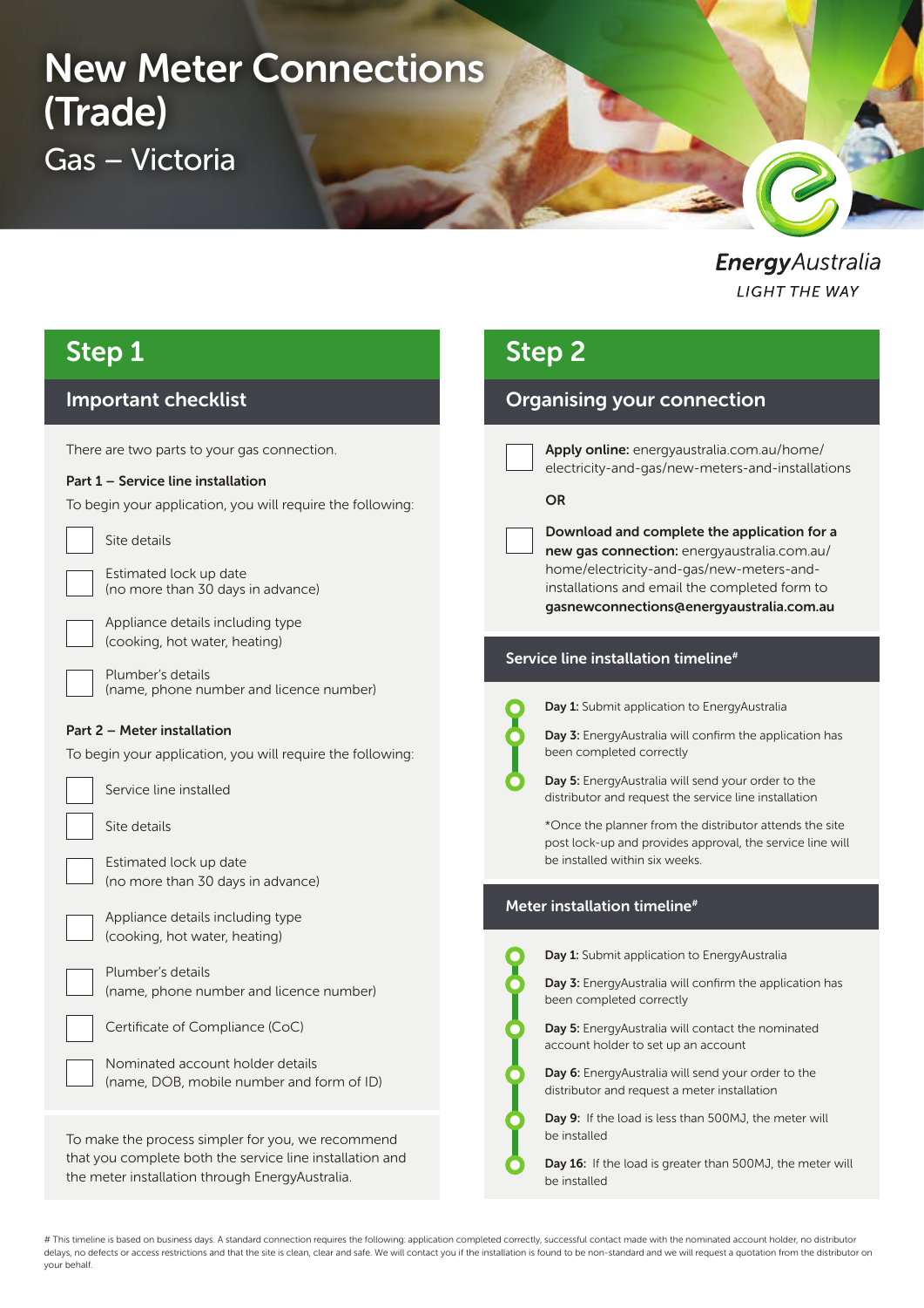# New Meter Connections (Trade)

## Gas – Victoria

EnergyAustralia
LIGHT THE WAY

## Step 1

### Important checklist

There are two parts to your gas connection.

**Part 1 – Service line installation**

To begin your application, you will require the following:

- [ ] Site details
- [ ] Estimated lock up date (no more than 30 days in advance)
- [ ] Appliance details including type (cooking, hot water, heating)
- [ ] Plumber's details (name, phone number and licence number)

**Part 2 – Meter installation**

To begin your application, you will require the following:

- [ ] Service line installed
- [ ] Site details
- [ ] Estimated lock up date (no more than 30 days in advance)
- [ ] Appliance details including type (cooking, hot water, heating)
- [ ] Plumber's details (name, phone number and licence number)
- [ ] Certificate of Compliance (CoC)
- [ ] Nominated account holder details (name, DOB, mobile number and form of ID)

To make the process simpler for you, we recommend that you complete both the service line installation and the meter installation through EnergyAustralia.

## Step 2

### Organising your connection

- [ ] **Apply online:** energyaustralia.com.au/home/electricity-and-gas/new-meters-and-installations

OR

- [ ] **Download and complete the application for a new gas connection:** energyaustralia.com.au/home/electricity-and-gas/new-meters-and-installations and email the completed form to **gasnewconnections@energyaustralia.com.au**

### Service line installation timeline#

- **Day 1:** Submit application to EnergyAustralia
- **Day 3:** EnergyAustralia will confirm the application has been completed correctly
- **Day 5:** EnergyAustralia will send your order to the distributor and request the service line installation

*Once the planner from the distributor attends the site post lock-up and provides approval, the service line will be installed within six weeks.

### Meter installation timeline#

- **Day 1:** Submit application to EnergyAustralia
- **Day 3:** EnergyAustralia will confirm the application has been completed correctly
- **Day 5:** EnergyAustralia will contact the nominated account holder to set up an account
- **Day 6:** EnergyAustralia will send your order to the distributor and request a meter installation
- **Day 9:** If the load is less than 500MJ, the meter will be installed
- **Day 16:** If the load is greater than 500MJ, the meter will be installed

# This timeline is based on business days. A standard connection requires the following: application completed correctly, successful contact made with the nominated account holder, no distributor delays, no defects or access restrictions and that the site is clean, clear and safe. We will contact you if the installation is found to be non-standard and we will request a quotation from the distributor on your behalf.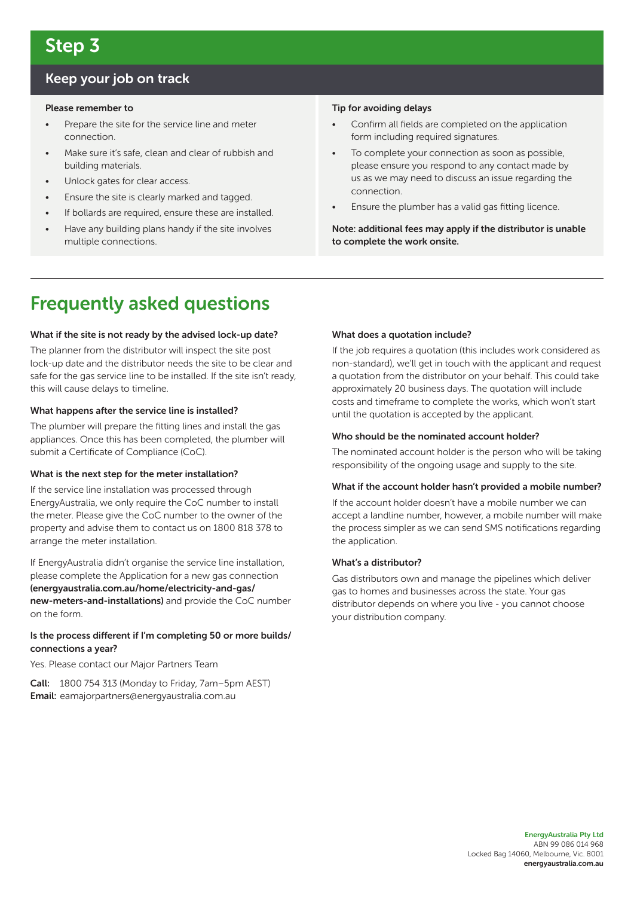# Step 3

## Keep your job on track

**Please remember to**

- Prepare the site for the service line and meter connection.
- Make sure it's safe, clean and clear of rubbish and building materials.
- Unlock gates for clear access.
- Ensure the site is clearly marked and tagged.
- If bollards are required, ensure these are installed.
- Have any building plans handy if the site involves multiple connections.

**Tip for avoiding delays**

- Confirm all fields are completed on the application form including required signatures.
- To complete your connection as soon as possible, please ensure you respond to any contact made by us as we may need to discuss an issue regarding the connection.
- Ensure the plumber has a valid gas fitting licence.

**Note: additional fees may apply if the distributor is unable to complete the work onsite.**

# Frequently asked questions

**What if the site is not ready by the advised lock-up date?**

The planner from the distributor will inspect the site post lock-up date and the distributor needs the site to be clear and safe for the gas service line to be installed. If the site isn't ready, this will cause delays to timeline.

**What happens after the service line is installed?**

The plumber will prepare the fitting lines and install the gas appliances. Once this has been completed, the plumber will submit a Certificate of Compliance (CoC).

**What is the next step for the meter installation?**

If the service line installation was processed through EnergyAustralia, we only require the CoC number to install the meter. Please give the CoC number to the owner of the property and advise them to contact us on 1800 818 378 to arrange the meter installation.

If EnergyAustralia didn't organise the service line installation, please complete the Application for a new gas connection **(energyaustralia.com.au/home/electricity-and-gas/new-meters-and-installations)** and provide the CoC number on the form.

**Is the process different if I'm completing 50 or more builds/connections a year?**

Yes. Please contact our Major Partners Team

**Call:** 1800 754 313 (Monday to Friday, 7am–5pm AEST)
**Email:** eamajorpartners@energyaustralia.com.au

**What does a quotation include?**

If the job requires a quotation (this includes work considered as non-standard), we'll get in touch with the applicant and request a quotation from the distributor on your behalf. This could take approximately 20 business days. The quotation will include costs and timeframe to complete the works, which won't start until the quotation is accepted by the applicant.

**Who should be the nominated account holder?**

The nominated account holder is the person who will be taking responsibility of the ongoing usage and supply to the site.

**What if the account holder hasn't provided a mobile number?**

If the account holder doesn't have a mobile number we can accept a landline number, however, a mobile number will make the process simpler as we can send SMS notifications regarding the application.

**What's a distributor?**

Gas distributors own and manage the pipelines which deliver gas to homes and businesses across the state. Your gas distributor depends on where you live - you cannot choose your distribution company.

**EnergyAustralia Pty Ltd**
ABN 99 086 014 968
Locked Bag 14060, Melbourne, Vic. 8001
**energyaustralia.com.au**